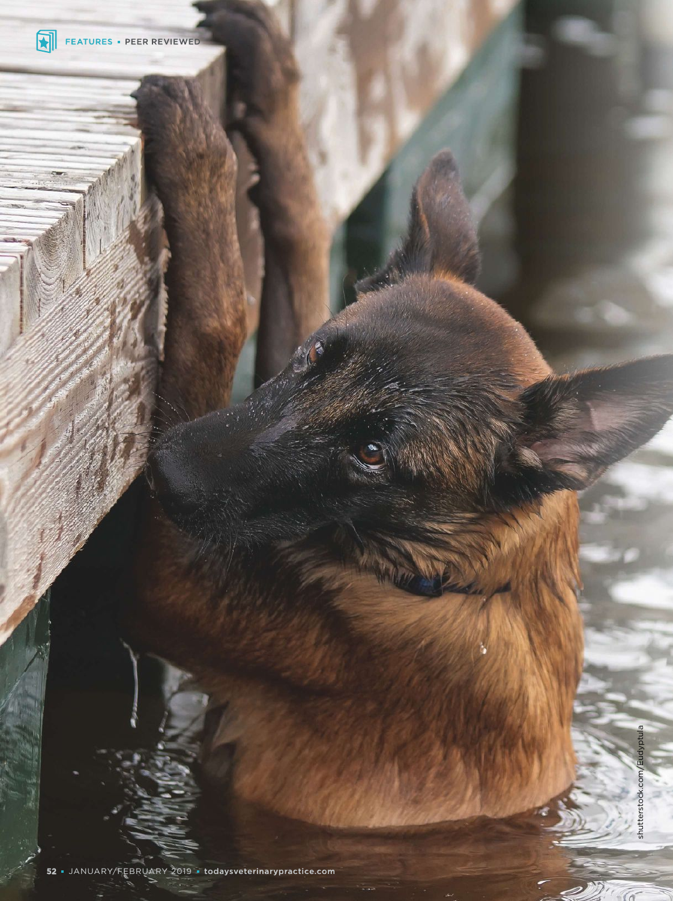shutterstock.com/Eudyptula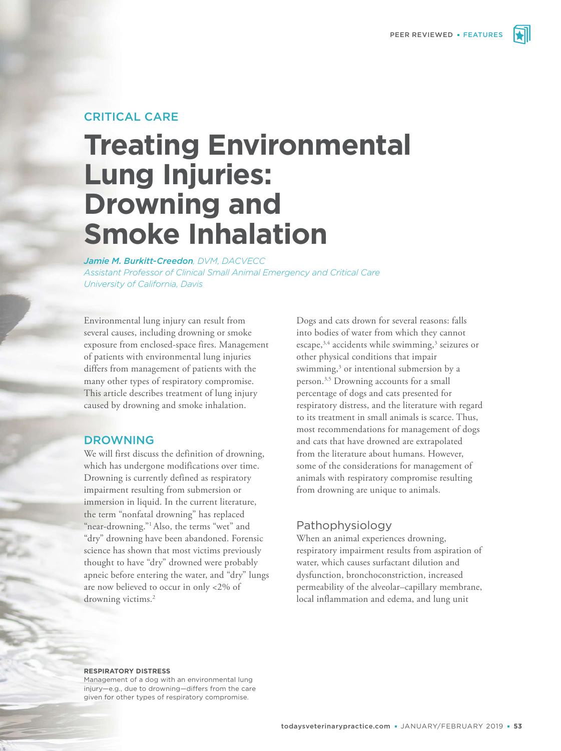CRITICAL CARE

# Treating Environmental Lung Injuries: Drowning and Smoke Inhalation

***Jamie M. Burkitt-Creedon**, DVM, DACVECC*
*Assistant Professor of Clinical Small Animal Emergency and Critical Care*
*University of California, Davis*

Environmental lung injury can result from several causes, including drowning or smoke exposure from enclosed-space fires. Management of patients with environmental lung injuries differs from management of patients with the many other types of respiratory compromise. This article describes treatment of lung injury caused by drowning and smoke inhalation.

## DROWNING

We will first discuss the definition of drowning, which has undergone modifications over time. Drowning is currently defined as respiratory impairment resulting from submersion or immersion in liquid. In the current literature, the term "nonfatal drowning" has replaced "near-drowning."[1] Also, the terms "wet" and "dry" drowning have been abandoned. Forensic science has shown that most victims previously thought to have "dry" drowned were probably apneic before entering the water, and "dry" lungs are now believed to occur in only <2% of drowning victims.[2]

Dogs and cats drown for several reasons: falls into bodies of water from which they cannot escape,[3,4] accidents while swimming,[3] seizures or other physical conditions that impair swimming,[3] or intentional submersion by a person.[3,5] Drowning accounts for a small percentage of dogs and cats presented for respiratory distress, and the literature with regard to its treatment in small animals is scarce. Thus, most recommendations for management of dogs and cats that have drowned are extrapolated from the literature about humans. However, some of the considerations for management of animals with respiratory compromise resulting from drowning are unique to animals.

### Pathophysiology

When an animal experiences drowning, respiratory impairment results from aspiration of water, which causes surfactant dilution and dysfunction, bronchoconstriction, increased permeability of the alveolar–capillary membrane, local inflammation and edema, and lung unit

**RESPIRATORY DISTRESS**
Management of a dog with an environmental lung injury—e.g., due to drowning—differs from the care given for other types of respiratory compromise.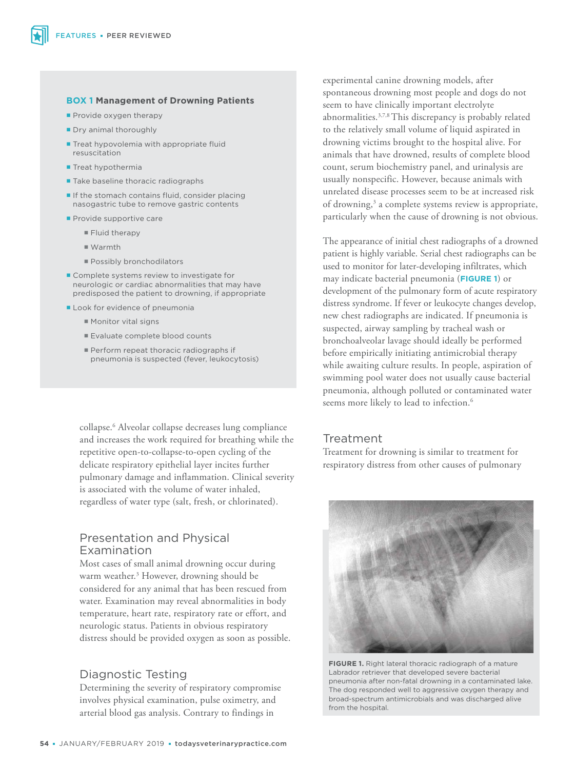## BOX 1 Management of Drowning Patients

- Provide oxygen therapy
- Dry animal thoroughly
- Treat hypovolemia with appropriate fluid resuscitation
- Treat hypothermia
- Take baseline thoracic radiographs
- If the stomach contains fluid, consider placing nasogastric tube to remove gastric contents
- Provide supportive care
  - Fluid therapy
  - Warmth
  - Possibly bronchodilators
- Complete systems review to investigate for neurologic or cardiac abnormalities that may have predisposed the patient to drowning, if appropriate
- Look for evidence of pneumonia
  - Monitor vital signs
  - Evaluate complete blood counts
  - Perform repeat thoracic radiographs if pneumonia is suspected (fever, leukocytosis)

collapse.[6] Alveolar collapse decreases lung compliance and increases the work required for breathing while the repetitive open-to-collapse-to-open cycling of the delicate respiratory epithelial layer incites further pulmonary damage and inflammation. Clinical severity is associated with the volume of water inhaled, regardless of water type (salt, fresh, or chlorinated).

## Presentation and Physical Examination

Most cases of small animal drowning occur during warm weather.[3] However, drowning should be considered for any animal that has been rescued from water. Examination may reveal abnormalities in body temperature, heart rate, respiratory rate or effort, and neurologic status. Patients in obvious respiratory distress should be provided oxygen as soon as possible.

## Diagnostic Testing

Determining the severity of respiratory compromise involves physical examination, pulse oximetry, and arterial blood gas analysis. Contrary to findings in experimental canine drowning models, after spontaneous drowning most people and dogs do not seem to have clinically important electrolyte abnormalities.[3,7,8] This discrepancy is probably related to the relatively small volume of liquid aspirated in drowning victims brought to the hospital alive. For animals that have drowned, results of complete blood count, serum biochemistry panel, and urinalysis are usually nonspecific. However, because animals with unrelated disease processes seem to be at increased risk of drowning,[3] a complete systems review is appropriate, particularly when the cause of drowning is not obvious.

The appearance of initial chest radiographs of a drowned patient is highly variable. Serial chest radiographs can be used to monitor for later-developing infiltrates, which may indicate bacterial pneumonia (**FIGURE 1**) or development of the pulmonary form of acute respiratory distress syndrome. If fever or leukocyte changes develop, new chest radiographs are indicated. If pneumonia is suspected, airway sampling by tracheal wash or bronchoalveolar lavage should ideally be performed before empirically initiating antimicrobial therapy while awaiting culture results. In people, aspiration of swimming pool water does not usually cause bacterial pneumonia, although polluted or contaminated water seems more likely to lead to infection.[6]

## Treatment

Treatment for drowning is similar to treatment for respiratory distress from other causes of pulmonary

**FIGURE 1.** Right lateral thoracic radiograph of a mature Labrador retriever that developed severe bacterial pneumonia after non-fatal drowning in a contaminated lake. The dog responded well to aggressive oxygen therapy and broad-spectrum antimicrobials and was discharged alive from the hospital.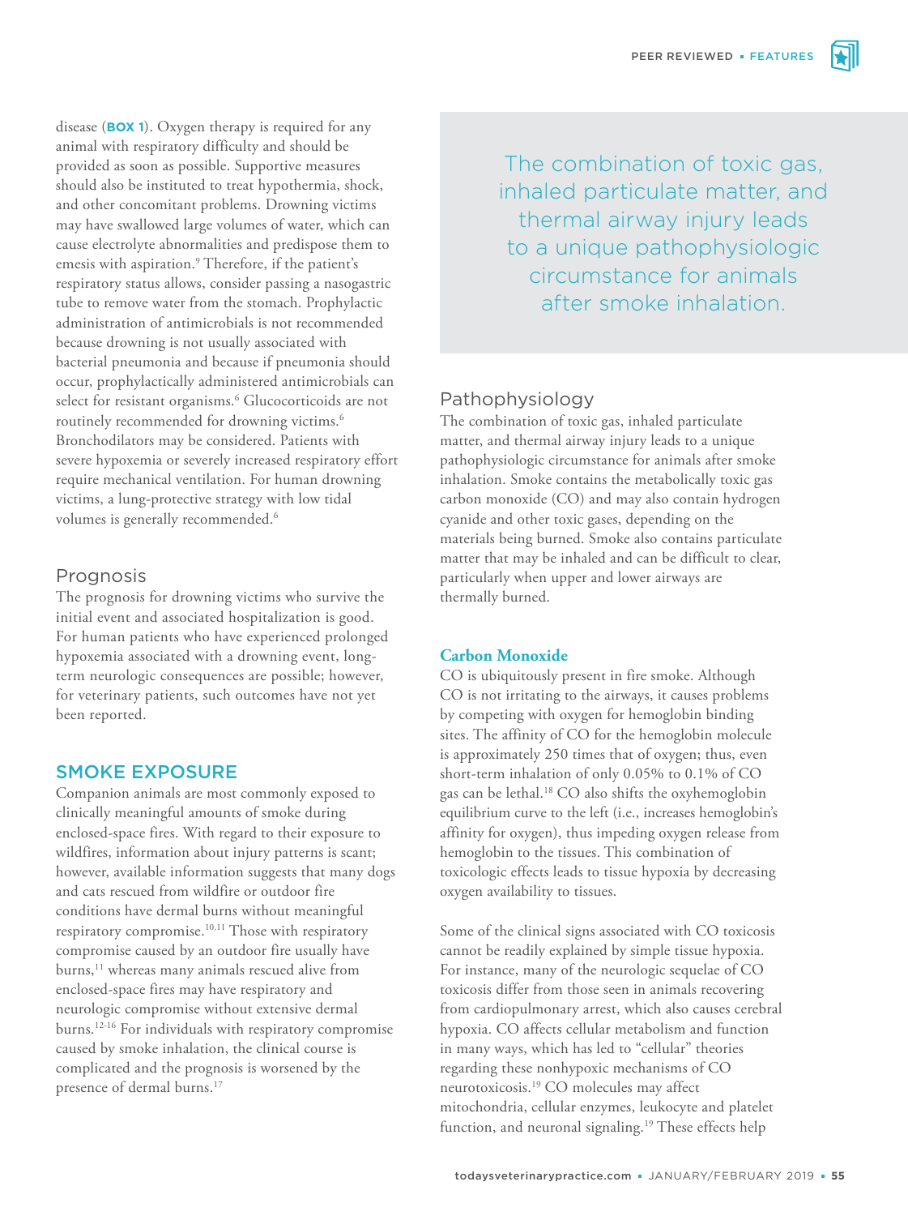disease (**BOX 1**). Oxygen therapy is required for any animal with respiratory difficulty and should be provided as soon as possible. Supportive measures should also be instituted to treat hypothermia, shock, and other concomitant problems. Drowning victims may have swallowed large volumes of water, which can cause electrolyte abnormalities and predispose them to emesis with aspiration.[9] Therefore, if the patient's respiratory status allows, consider passing a nasogastric tube to remove water from the stomach. Prophylactic administration of antimicrobials is not recommended because drowning is not usually associated with bacterial pneumonia and because if pneumonia should occur, prophylactically administered antimicrobials can select for resistant organisms.[6] Glucocorticoids are not routinely recommended for drowning victims.[6] Bronchodilators may be considered. Patients with severe hypoxemia or severely increased respiratory effort require mechanical ventilation. For human drowning victims, a lung-protective strategy with low tidal volumes is generally recommended.[6]

### Prognosis

The prognosis for drowning victims who survive the initial event and associated hospitalization is good. For human patients who have experienced prolonged hypoxemia associated with a drowning event, long-term neurologic consequences are possible; however, for veterinary patients, such outcomes have not yet been reported.

## SMOKE EXPOSURE

Companion animals are most commonly exposed to clinically meaningful amounts of smoke during enclosed-space fires. With regard to their exposure to wildfires, information about injury patterns is scant; however, available information suggests that many dogs and cats rescued from wildfire or outdoor fire conditions have dermal burns without meaningful respiratory compromise.[10,11] Those with respiratory compromise caused by an outdoor fire usually have burns,[11] whereas many animals rescued alive from enclosed-space fires may have respiratory and neurologic compromise without extensive dermal burns.[12-16] For individuals with respiratory compromise caused by smoke inhalation, the clinical course is complicated and the prognosis is worsened by the presence of dermal burns.[17]

> The combination of toxic gas, inhaled particulate matter, and thermal airway injury leads to a unique pathophysiologic circumstance for animals after smoke inhalation.

### Pathophysiology

The combination of toxic gas, inhaled particulate matter, and thermal airway injury leads to a unique pathophysiologic circumstance for animals after smoke inhalation. Smoke contains the metabolically toxic gas carbon monoxide (CO) and may also contain hydrogen cyanide and other toxic gases, depending on the materials being burned. Smoke also contains particulate matter that may be inhaled and can be difficult to clear, particularly when upper and lower airways are thermally burned.

#### Carbon Monoxide

CO is ubiquitously present in fire smoke. Although CO is not irritating to the airways, it causes problems by competing with oxygen for hemoglobin binding sites. The affinity of CO for the hemoglobin molecule is approximately 250 times that of oxygen; thus, even short-term inhalation of only 0.05% to 0.1% of CO gas can be lethal.[18] CO also shifts the oxyhemoglobin equilibrium curve to the left (i.e., increases hemoglobin's affinity for oxygen), thus impeding oxygen release from hemoglobin to the tissues. This combination of toxicologic effects leads to tissue hypoxia by decreasing oxygen availability to tissues.

Some of the clinical signs associated with CO toxicosis cannot be readily explained by simple tissue hypoxia. For instance, many of the neurologic sequelae of CO toxicosis differ from those seen in animals recovering from cardiopulmonary arrest, which also causes cerebral hypoxia. CO affects cellular metabolism and function in many ways, which has led to "cellular" theories regarding these nonhypoxic mechanisms of CO neurotoxicosis.[19] CO molecules may affect mitochondria, cellular enzymes, leukocyte and platelet function, and neuronal signaling.[19] These effects help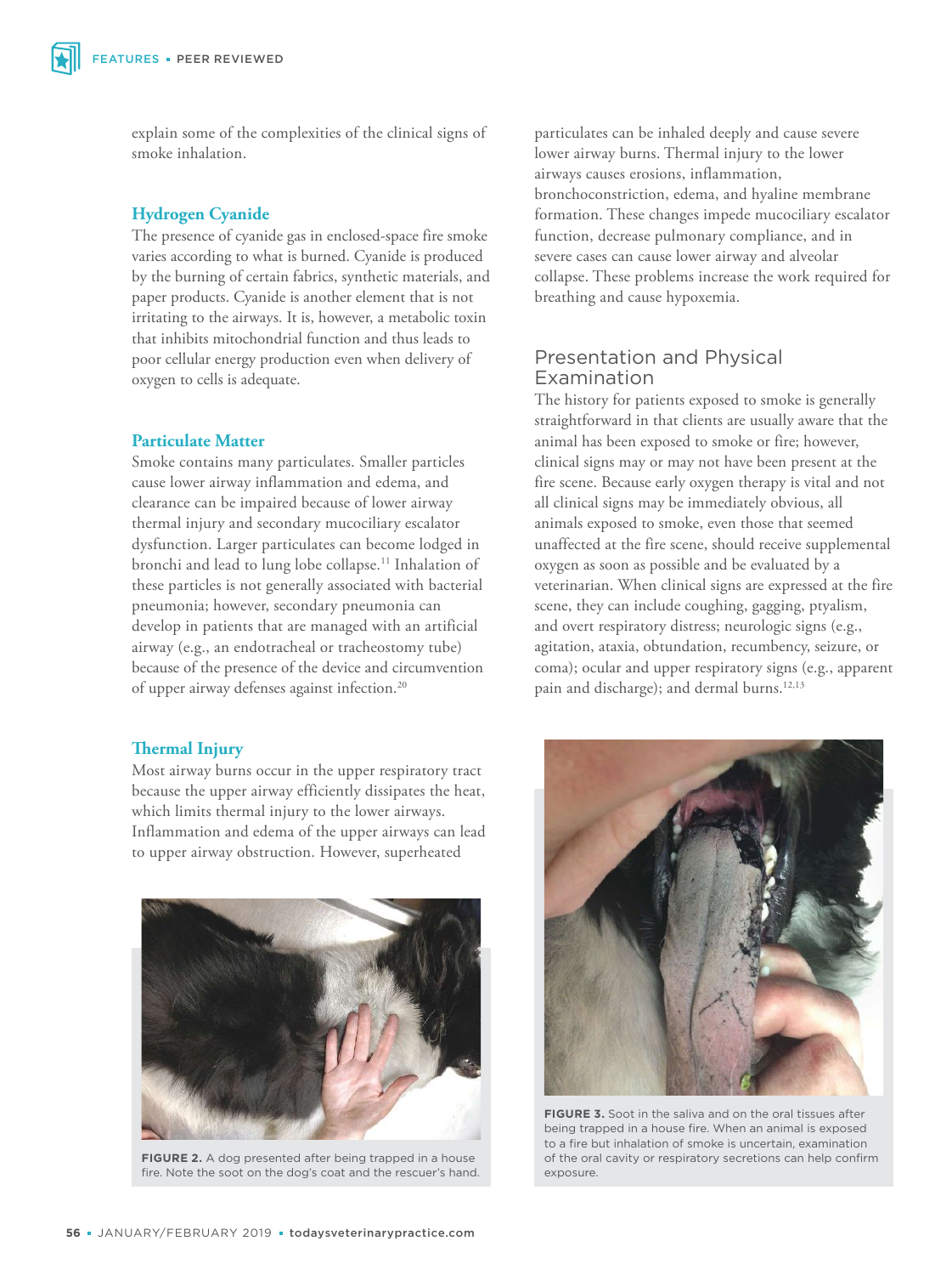explain some of the complexities of the clinical signs of smoke inhalation.

### Hydrogen Cyanide

The presence of cyanide gas in enclosed-space fire smoke varies according to what is burned. Cyanide is produced by the burning of certain fabrics, synthetic materials, and paper products. Cyanide is another element that is not irritating to the airways. It is, however, a metabolic toxin that inhibits mitochondrial function and thus leads to poor cellular energy production even when delivery of oxygen to cells is adequate.

### Particulate Matter

Smoke contains many particulates. Smaller particles cause lower airway inflammation and edema, and clearance can be impaired because of lower airway thermal injury and secondary mucociliary escalator dysfunction. Larger particulates can become lodged in bronchi and lead to lung lobe collapse.[11] Inhalation of these particles is not generally associated with bacterial pneumonia; however, secondary pneumonia can develop in patients that are managed with an artificial airway (e.g., an endotracheal or tracheostomy tube) because of the presence of the device and circumvention of upper airway defenses against infection.[20]

### Thermal Injury

Most airway burns occur in the upper respiratory tract because the upper airway efficiently dissipates the heat, which limits thermal injury to the lower airways. Inflammation and edema of the upper airways can lead to upper airway obstruction. However, superheated particulates can be inhaled deeply and cause severe lower airway burns. Thermal injury to the lower airways causes erosions, inflammation, bronchoconstriction, edema, and hyaline membrane formation. These changes impede mucociliary escalator function, decrease pulmonary compliance, and in severe cases can cause lower airway and alveolar collapse. These problems increase the work required for breathing and cause hypoxemia.

**FIGURE 2.** A dog presented after being trapped in a house fire. Note the soot on the dog's coat and the rescuer's hand.

## Presentation and Physical Examination

The history for patients exposed to smoke is generally straightforward in that clients are usually aware that the animal has been exposed to smoke or fire; however, clinical signs may or may not have been present at the fire scene. Because early oxygen therapy is vital and not all clinical signs may be immediately obvious, all animals exposed to smoke, even those that seemed unaffected at the fire scene, should receive supplemental oxygen as soon as possible and be evaluated by a veterinarian. When clinical signs are expressed at the fire scene, they can include coughing, gagging, ptyalism, and overt respiratory distress; neurologic signs (e.g., agitation, ataxia, obtundation, recumbency, seizure, or coma); ocular and upper respiratory signs (e.g., apparent pain and discharge); and dermal burns.[12,13]

**FIGURE 3.** Soot in the saliva and on the oral tissues after being trapped in a house fire. When an animal is exposed to a fire but inhalation of smoke is uncertain, examination of the oral cavity or respiratory secretions can help confirm exposure.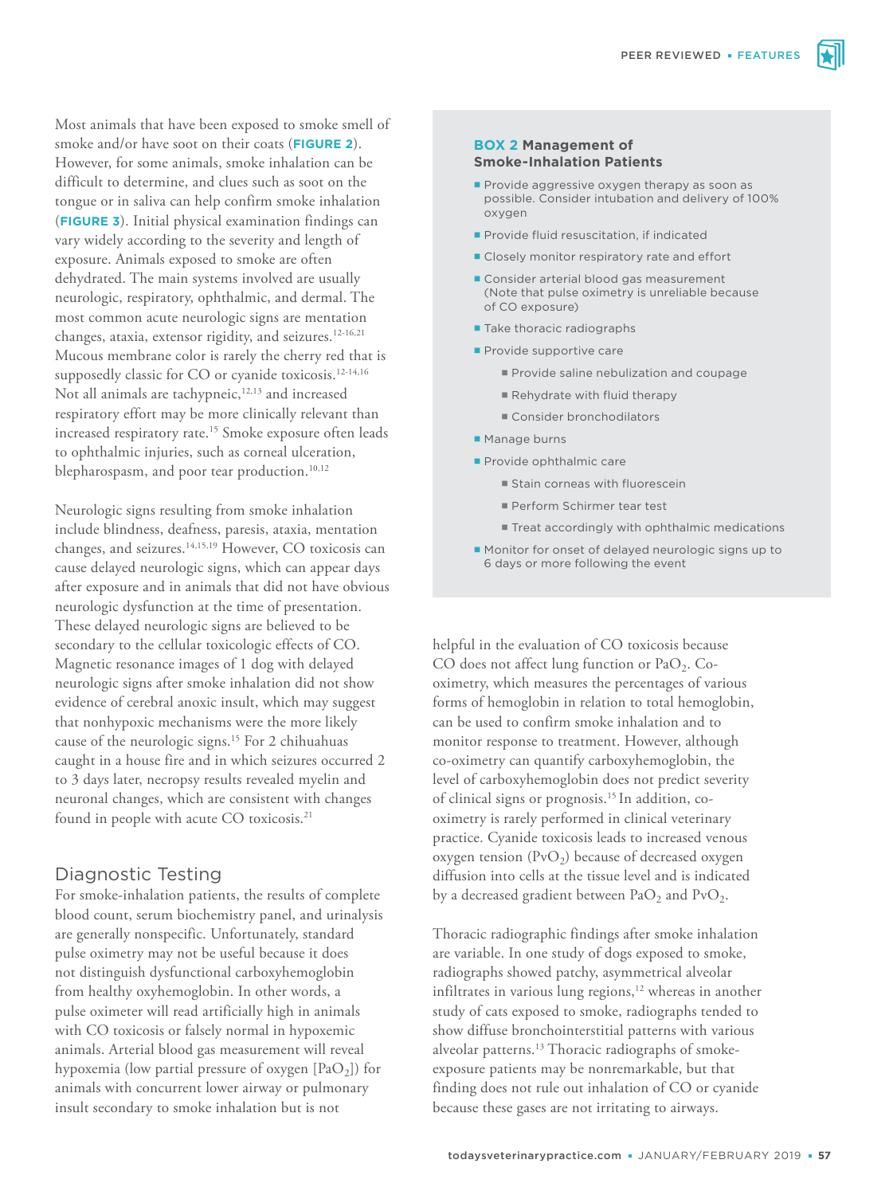Most animals that have been exposed to smoke smell of smoke and/or have soot on their coats (**FIGURE 2**). However, for some animals, smoke inhalation can be difficult to determine, and clues such as soot on the tongue or in saliva can help confirm smoke inhalation (**FIGURE 3**). Initial physical examination findings can vary widely according to the severity and length of exposure. Animals exposed to smoke are often dehydrated. The main systems involved are usually neurologic, respiratory, ophthalmic, and dermal. The most common acute neurologic signs are mentation changes, ataxia, extensor rigidity, and seizures.[12-16,21] Mucous membrane color is rarely the cherry red that is supposedly classic for CO or cyanide toxicosis.[12-14,16] Not all animals are tachypneic,[12,13] and increased respiratory effort may be more clinically relevant than increased respiratory rate.[15] Smoke exposure often leads to ophthalmic injuries, such as corneal ulceration, blepharospasm, and poor tear production.[10,12]

Neurologic signs resulting from smoke inhalation include blindness, deafness, paresis, ataxia, mentation changes, and seizures.[14,15,19] However, CO toxicosis can cause delayed neurologic signs, which can appear days after exposure and in animals that did not have obvious neurologic dysfunction at the time of presentation. These delayed neurologic signs are believed to be secondary to the cellular toxicologic effects of CO. Magnetic resonance images of 1 dog with delayed neurologic signs after smoke inhalation did not show evidence of cerebral anoxic insult, which may suggest that nonhypoxic mechanisms were the more likely cause of the neurologic signs.[15] For 2 chihuahuas caught in a house fire and in which seizures occurred 2 to 3 days later, necropsy results revealed myelin and neuronal changes, which are consistent with changes found in people with acute CO toxicosis.[21]

> **BOX 2 Management of Smoke-Inhalation Patients**
>
> - Provide aggressive oxygen therapy as soon as possible. Consider intubation and delivery of 100% oxygen
> - Provide fluid resuscitation, if indicated
> - Closely monitor respiratory rate and effort
> - Consider arterial blood gas measurement (Note that pulse oximetry is unreliable because of CO exposure)
> - Take thoracic radiographs
> - Provide supportive care
>   - Provide saline nebulization and coupage
>   - Rehydrate with fluid therapy
>   - Consider bronchodilators
> - Manage burns
> - Provide ophthalmic care
>   - Stain corneas with fluorescein
>   - Perform Schirmer tear test
>   - Treat accordingly with ophthalmic medications
> - Monitor for onset of delayed neurologic signs up to 6 days or more following the event

## Diagnostic Testing

For smoke-inhalation patients, the results of complete blood count, serum biochemistry panel, and urinalysis are generally nonspecific. Unfortunately, standard pulse oximetry may not be useful because it does not distinguish dysfunctional carboxyhemoglobin from healthy oxyhemoglobin. In other words, a pulse oximeter will read artificially high in animals with CO toxicosis or falsely normal in hypoxemic animals. Arterial blood gas measurement will reveal hypoxemia (low partial pressure of oxygen [$PaO_2$]) for animals with concurrent lower airway or pulmonary insult secondary to smoke inhalation but is not helpful in the evaluation of CO toxicosis because CO does not affect lung function or $PaO_2$. Co-oximetry, which measures the percentages of various forms of hemoglobin in relation to total hemoglobin, can be used to confirm smoke inhalation and to monitor response to treatment. However, although co-oximetry can quantify carboxyhemoglobin, the level of carboxyhemoglobin does not predict severity of clinical signs or prognosis.[15] In addition, co-oximetry is rarely performed in clinical veterinary practice. Cyanide toxicosis leads to increased venous oxygen tension ($PvO_2$) because of decreased oxygen diffusion into cells at the tissue level and is indicated by a decreased gradient between $PaO_2$ and $PvO_2$.

Thoracic radiographic findings after smoke inhalation are variable. In one study of dogs exposed to smoke, radiographs showed patchy, asymmetrical alveolar infiltrates in various lung regions,[12] whereas in another study of cats exposed to smoke, radiographs tended to show diffuse bronchointerstitial patterns with various alveolar patterns.[13] Thoracic radiographs of smoke-exposure patients may be nonremarkable, but that finding does not rule out inhalation of CO or cyanide because these gases are not irritating to airways.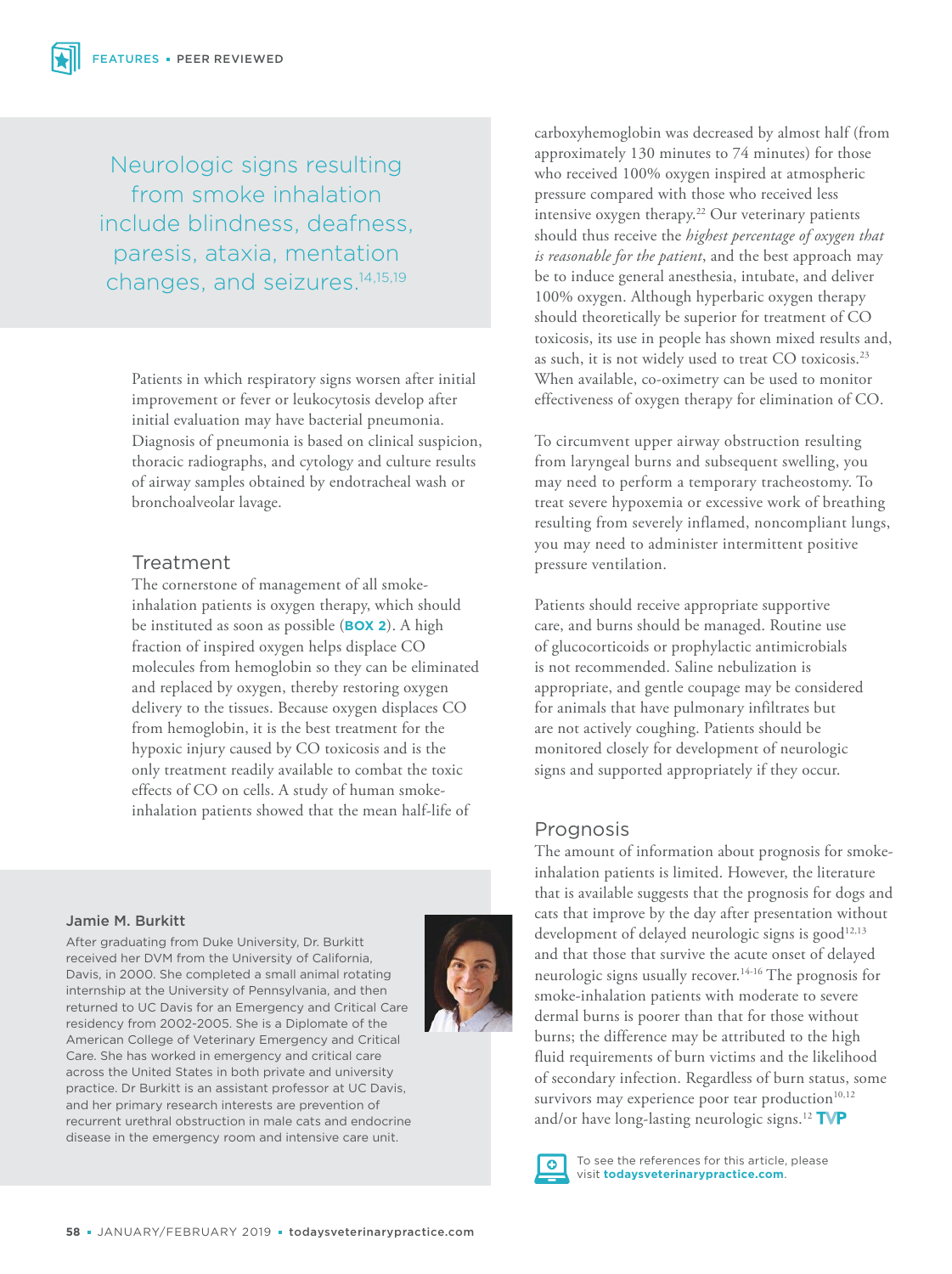> Neurologic signs resulting from smoke inhalation include blindness, deafness, paresis, ataxia, mentation changes, and seizures.[14,15,19]

Patients in which respiratory signs worsen after initial improvement or fever or leukocytosis develop after initial evaluation may have bacterial pneumonia. Diagnosis of pneumonia is based on clinical suspicion, thoracic radiographs, and cytology and culture results of airway samples obtained by endotracheal wash or bronchoalveolar lavage.

## Treatment

The cornerstone of management of all smoke-inhalation patients is oxygen therapy, which should be instituted as soon as possible (**BOX 2**). A high fraction of inspired oxygen helps displace CO molecules from hemoglobin so they can be eliminated and replaced by oxygen, thereby restoring oxygen delivery to the tissues. Because oxygen displaces CO from hemoglobin, it is the best treatment for the hypoxic injury caused by CO toxicosis and is the only treatment readily available to combat the toxic effects of CO on cells. A study of human smoke-inhalation patients showed that the mean half-life of carboxyhemoglobin was decreased by almost half (from approximately 130 minutes to 74 minutes) for those who received 100% oxygen inspired at atmospheric pressure compared with those who received less intensive oxygen therapy.[22] Our veterinary patients should thus receive the *highest percentage of oxygen that is reasonable for the patient*, and the best approach may be to induce general anesthesia, intubate, and deliver 100% oxygen. Although hyperbaric oxygen therapy should theoretically be superior for treatment of CO toxicosis, its use in people has shown mixed results and, as such, it is not widely used to treat CO toxicosis.[23] When available, co-oximetry can be used to monitor effectiveness of oxygen therapy for elimination of CO.

To circumvent upper airway obstruction resulting from laryngeal burns and subsequent swelling, you may need to perform a temporary tracheostomy. To treat severe hypoxemia or excessive work of breathing resulting from severely inflamed, noncompliant lungs, you may need to administer intermittent positive pressure ventilation.

Patients should receive appropriate supportive care, and burns should be managed. Routine use of glucocorticoids or prophylactic antimicrobials is not recommended. Saline nebulization is appropriate, and gentle coupage may be considered for animals that have pulmonary infiltrates but are not actively coughing. Patients should be monitored closely for development of neurologic signs and supported appropriately if they occur.

## Prognosis

The amount of information about prognosis for smoke-inhalation patients is limited. However, the literature that is available suggests that the prognosis for dogs and cats that improve by the day after presentation without development of delayed neurologic signs is good[12,13] and that those that survive the acute onset of delayed neurologic signs usually recover.[14-16] The prognosis for smoke-inhalation patients with moderate to severe dermal burns is poorer than that for those without burns; the difference may be attributed to the high fluid requirements of burn victims and the likelihood of secondary infection. Regardless of burn status, some survivors may experience poor tear production[10,12] and/or have long-lasting neurologic signs.[12] TVP

**Jamie M. Burkitt**

After graduating from Duke University, Dr. Burkitt received her DVM from the University of California, Davis, in 2000. She completed a small animal rotating internship at the University of Pennsylvania, and then returned to UC Davis for an Emergency and Critical Care residency from 2002-2005. She is a Diplomate of the American College of Veterinary Emergency and Critical Care. She has worked in emergency and critical care across the United States in both private and university practice. Dr Burkitt is an assistant professor at UC Davis, and her primary research interests are prevention of recurrent urethral obstruction in male cats and endocrine disease in the emergency room and intensive care unit.

To see the references for this article, please visit **todaysveterinarypractice.com**.